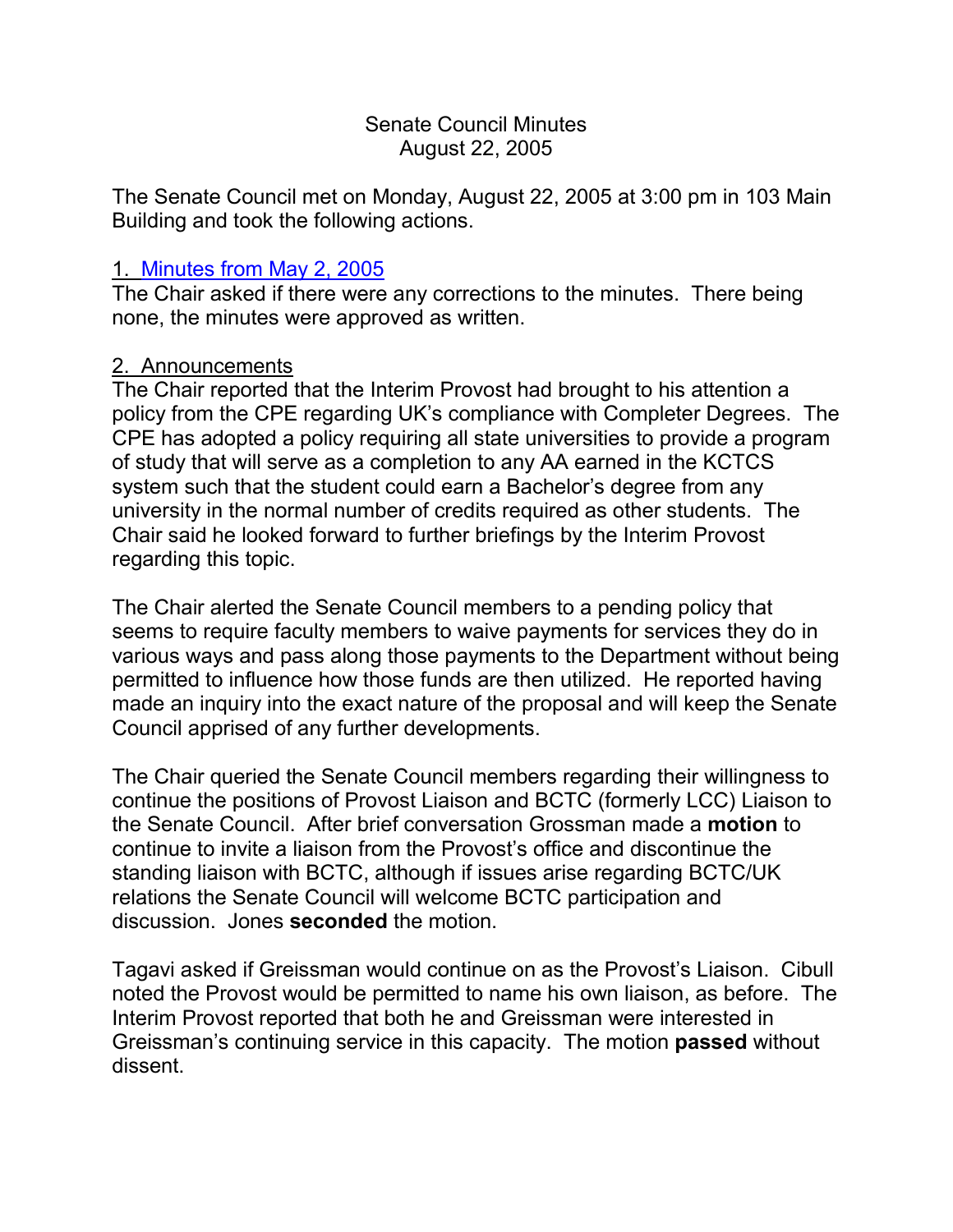# Senate Council Minutes
## August 22, 2005

The Senate Council met on Monday, August 22, 2005 at 3:00 pm in 103 Main Building and took the following actions.

### 1. Minutes from May 2, 2005

The Chair asked if there were any corrections to the minutes. There being none, the minutes were approved as written.

### 2. Announcements

The Chair reported that the Interim Provost had brought to his attention a policy from the CPE regarding UK's compliance with Completer Degrees. The CPE has adopted a policy requiring all state universities to provide a program of study that will serve as a completion to any AA earned in the KCTCS system such that the student could earn a Bachelor's degree from any university in the normal number of credits required as other students. The Chair said he looked forward to further briefings by the Interim Provost regarding this topic.

The Chair alerted the Senate Council members to a pending policy that seems to require faculty members to waive payments for services they do in various ways and pass along those payments to the Department without being permitted to influence how those funds are then utilized. He reported having made an inquiry into the exact nature of the proposal and will keep the Senate Council apprised of any further developments.

The Chair queried the Senate Council members regarding their willingness to continue the positions of Provost Liaison and BCTC (formerly LCC) Liaison to the Senate Council. After brief conversation Grossman made a **motion** to continue to invite a liaison from the Provost's office and discontinue the standing liaison with BCTC, although if issues arise regarding BCTC/UK relations the Senate Council will welcome BCTC participation and discussion. Jones **seconded** the motion.

Tagavi asked if Greissman would continue on as the Provost's Liaison. Cibull noted the Provost would be permitted to name his own liaison, as before. The Interim Provost reported that both he and Greissman were interested in Greissman's continuing service in this capacity. The motion **passed** without dissent.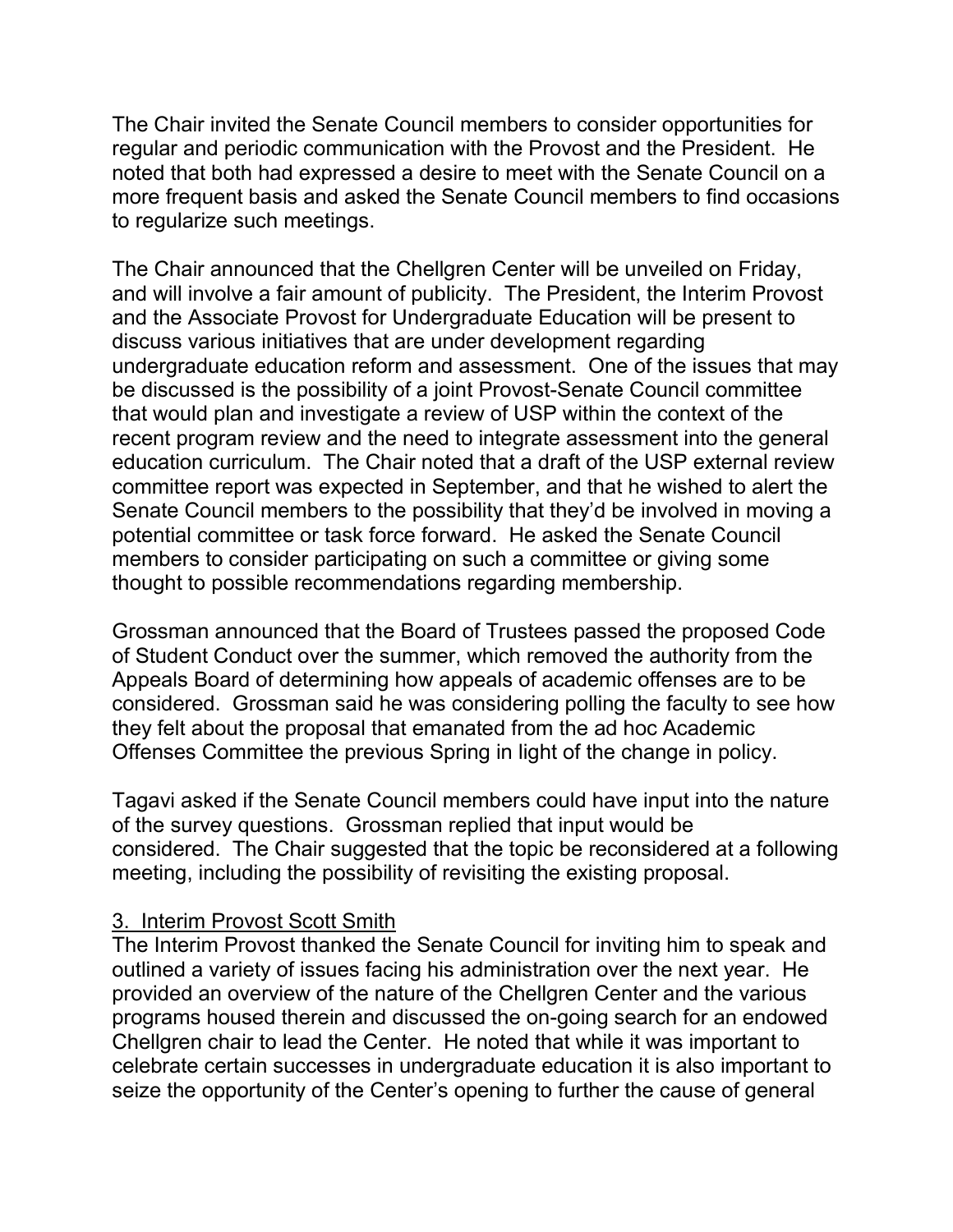The Chair invited the Senate Council members to consider opportunities for regular and periodic communication with the Provost and the President. He noted that both had expressed a desire to meet with the Senate Council on a more frequent basis and asked the Senate Council members to find occasions to regularize such meetings.

The Chair announced that the Chellgren Center will be unveiled on Friday, and will involve a fair amount of publicity. The President, the Interim Provost and the Associate Provost for Undergraduate Education will be present to discuss various initiatives that are under development regarding undergraduate education reform and assessment. One of the issues that may be discussed is the possibility of a joint Provost-Senate Council committee that would plan and investigate a review of USP within the context of the recent program review and the need to integrate assessment into the general education curriculum. The Chair noted that a draft of the USP external review committee report was expected in September, and that he wished to alert the Senate Council members to the possibility that they'd be involved in moving a potential committee or task force forward. He asked the Senate Council members to consider participating on such a committee or giving some thought to possible recommendations regarding membership.

Grossman announced that the Board of Trustees passed the proposed Code of Student Conduct over the summer, which removed the authority from the Appeals Board of determining how appeals of academic offenses are to be considered. Grossman said he was considering polling the faculty to see how they felt about the proposal that emanated from the ad hoc Academic Offenses Committee the previous Spring in light of the change in policy.

Tagavi asked if the Senate Council members could have input into the nature of the survey questions. Grossman replied that input would be considered. The Chair suggested that the topic be reconsidered at a following meeting, including the possibility of revisiting the existing proposal.

## 3. Interim Provost Scott Smith

The Interim Provost thanked the Senate Council for inviting him to speak and outlined a variety of issues facing his administration over the next year. He provided an overview of the nature of the Chellgren Center and the various programs housed therein and discussed the on-going search for an endowed Chellgren chair to lead the Center. He noted that while it was important to celebrate certain successes in undergraduate education it is also important to seize the opportunity of the Center's opening to further the cause of general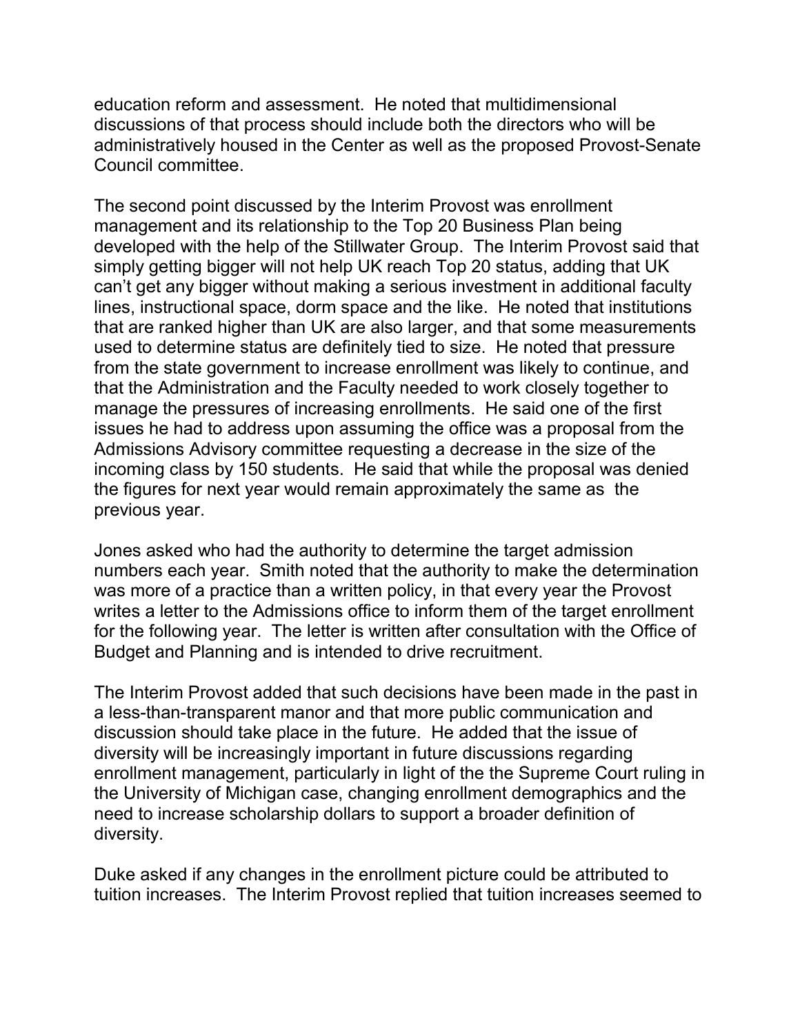education reform and assessment. He noted that multidimensional discussions of that process should include both the directors who will be administratively housed in the Center as well as the proposed Provost-Senate Council committee.

The second point discussed by the Interim Provost was enrollment management and its relationship to the Top 20 Business Plan being developed with the help of the Stillwater Group. The Interim Provost said that simply getting bigger will not help UK reach Top 20 status, adding that UK can't get any bigger without making a serious investment in additional faculty lines, instructional space, dorm space and the like. He noted that institutions that are ranked higher than UK are also larger, and that some measurements used to determine status are definitely tied to size. He noted that pressure from the state government to increase enrollment was likely to continue, and that the Administration and the Faculty needed to work closely together to manage the pressures of increasing enrollments. He said one of the first issues he had to address upon assuming the office was a proposal from the Admissions Advisory committee requesting a decrease in the size of the incoming class by 150 students. He said that while the proposal was denied the figures for next year would remain approximately the same as the previous year.

Jones asked who had the authority to determine the target admission numbers each year. Smith noted that the authority to make the determination was more of a practice than a written policy, in that every year the Provost writes a letter to the Admissions office to inform them of the target enrollment for the following year. The letter is written after consultation with the Office of Budget and Planning and is intended to drive recruitment.

The Interim Provost added that such decisions have been made in the past in a less-than-transparent manor and that more public communication and discussion should take place in the future. He added that the issue of diversity will be increasingly important in future discussions regarding enrollment management, particularly in light of the the Supreme Court ruling in the University of Michigan case, changing enrollment demographics and the need to increase scholarship dollars to support a broader definition of diversity.

Duke asked if any changes in the enrollment picture could be attributed to tuition increases. The Interim Provost replied that tuition increases seemed to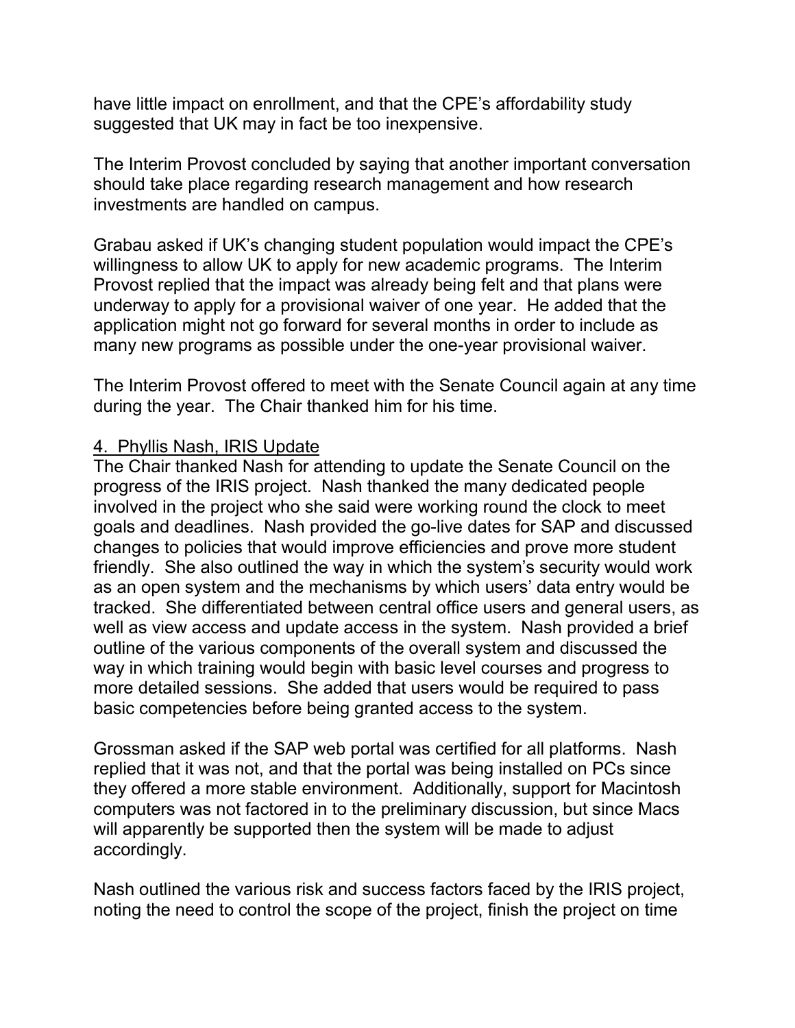have little impact on enrollment, and that the CPE's affordability study suggested that UK may in fact be too inexpensive.

The Interim Provost concluded by saying that another important conversation should take place regarding research management and how research investments are handled on campus.

Grabau asked if UK's changing student population would impact the CPE's willingness to allow UK to apply for new academic programs. The Interim Provost replied that the impact was already being felt and that plans were underway to apply for a provisional waiver of one year. He added that the application might not go forward for several months in order to include as many new programs as possible under the one-year provisional waiver.

The Interim Provost offered to meet with the Senate Council again at any time during the year. The Chair thanked him for his time.

4. Phyllis Nash, IRIS Update

The Chair thanked Nash for attending to update the Senate Council on the progress of the IRIS project. Nash thanked the many dedicated people involved in the project who she said were working round the clock to meet goals and deadlines. Nash provided the go-live dates for SAP and discussed changes to policies that would improve efficiencies and prove more student friendly. She also outlined the way in which the system's security would work as an open system and the mechanisms by which users' data entry would be tracked. She differentiated between central office users and general users, as well as view access and update access in the system. Nash provided a brief outline of the various components of the overall system and discussed the way in which training would begin with basic level courses and progress to more detailed sessions. She added that users would be required to pass basic competencies before being granted access to the system.

Grossman asked if the SAP web portal was certified for all platforms. Nash replied that it was not, and that the portal was being installed on PCs since they offered a more stable environment. Additionally, support for Macintosh computers was not factored in to the preliminary discussion, but since Macs will apparently be supported then the system will be made to adjust accordingly.

Nash outlined the various risk and success factors faced by the IRIS project, noting the need to control the scope of the project, finish the project on time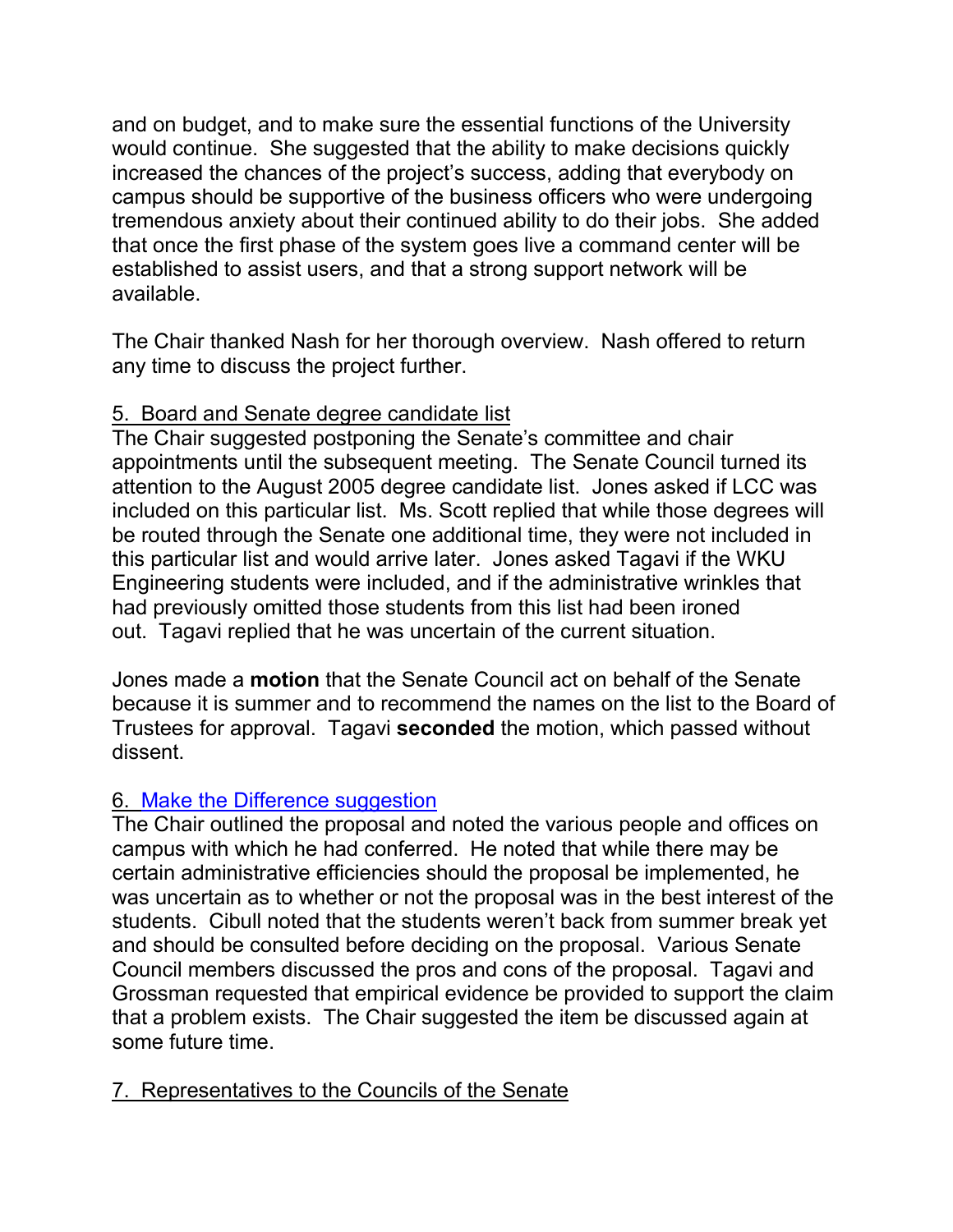and on budget, and to make sure the essential functions of the University would continue. She suggested that the ability to make decisions quickly increased the chances of the project's success, adding that everybody on campus should be supportive of the business officers who were undergoing tremendous anxiety about their continued ability to do their jobs. She added that once the first phase of the system goes live a command center will be established to assist users, and that a strong support network will be available.

The Chair thanked Nash for her thorough overview. Nash offered to return any time to discuss the project further.

5. Board and Senate degree candidate list

The Chair suggested postponing the Senate's committee and chair appointments until the subsequent meeting. The Senate Council turned its attention to the August 2005 degree candidate list. Jones asked if LCC was included on this particular list. Ms. Scott replied that while those degrees will be routed through the Senate one additional time, they were not included in this particular list and would arrive later. Jones asked Tagavi if the WKU Engineering students were included, and if the administrative wrinkles that had previously omitted those students from this list had been ironed out. Tagavi replied that he was uncertain of the current situation.

Jones made a **motion** that the Senate Council act on behalf of the Senate because it is summer and to recommend the names on the list to the Board of Trustees for approval. Tagavi **seconded** the motion, which passed without dissent.

6. Make the Difference suggestion

The Chair outlined the proposal and noted the various people and offices on campus with which he had conferred. He noted that while there may be certain administrative efficiencies should the proposal be implemented, he was uncertain as to whether or not the proposal was in the best interest of the students. Cibull noted that the students weren't back from summer break yet and should be consulted before deciding on the proposal. Various Senate Council members discussed the pros and cons of the proposal. Tagavi and Grossman requested that empirical evidence be provided to support the claim that a problem exists. The Chair suggested the item be discussed again at some future time.

7. Representatives to the Councils of the Senate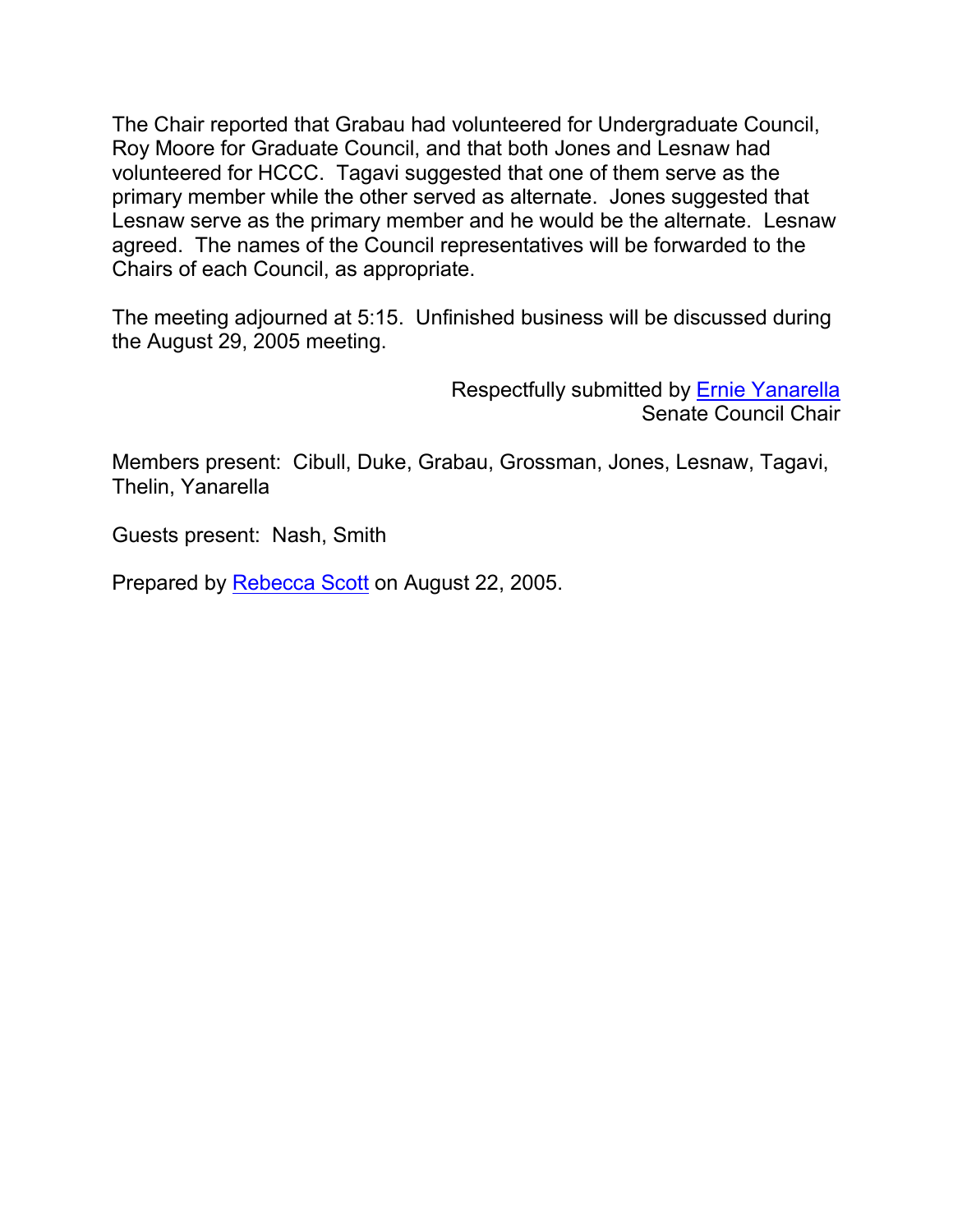The Chair reported that Grabau had volunteered for Undergraduate Council, Roy Moore for Graduate Council, and that both Jones and Lesnaw had volunteered for HCCC. Tagavi suggested that one of them serve as the primary member while the other served as alternate. Jones suggested that Lesnaw serve as the primary member and he would be the alternate. Lesnaw agreed. The names of the Council representatives will be forwarded to the Chairs of each Council, as appropriate.

The meeting adjourned at 5:15. Unfinished business will be discussed during the August 29, 2005 meeting.

Respectfully submitted by Ernie Yanarella
Senate Council Chair

Members present: Cibull, Duke, Grabau, Grossman, Jones, Lesnaw, Tagavi, Thelin, Yanarella

Guests present: Nash, Smith

Prepared by Rebecca Scott on August 22, 2005.